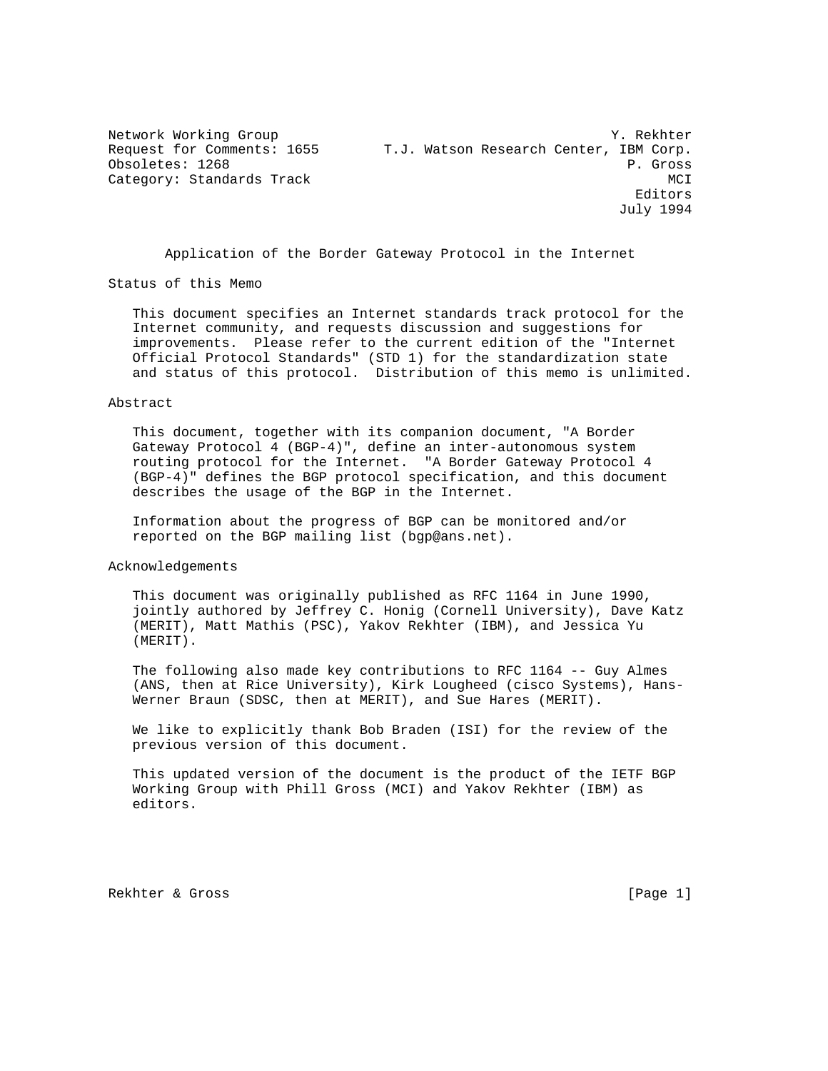Network Working Group Y. Rekhter
Request for Comments: 1655 T.J. Watson Research Center, IBM Corp.
Obsoletes: 1268 P. Gross
Category: Standards Track MCI
Editors
July 1994

# Application of the Border Gateway Protocol in the Internet

## Status of this Memo

This document specifies an Internet standards track protocol for the Internet community, and requests discussion and suggestions for improvements. Please refer to the current edition of the "Internet Official Protocol Standards" (STD 1) for the standardization state and status of this protocol. Distribution of this memo is unlimited.

## Abstract

This document, together with its companion document, "A Border Gateway Protocol 4 (BGP-4)", define an inter-autonomous system routing protocol for the Internet. "A Border Gateway Protocol 4 (BGP-4)" defines the BGP protocol specification, and this document describes the usage of the BGP in the Internet.

Information about the progress of BGP can be monitored and/or reported on the BGP mailing list (bgp@ans.net).

## Acknowledgements

This document was originally published as RFC 1164 in June 1990, jointly authored by Jeffrey C. Honig (Cornell University), Dave Katz (MERIT), Matt Mathis (PSC), Yakov Rekhter (IBM), and Jessica Yu (MERIT).

The following also made key contributions to RFC 1164 -- Guy Almes (ANS, then at Rice University), Kirk Lougheed (cisco Systems), Hans-Werner Braun (SDSC, then at MERIT), and Sue Hares (MERIT).

We like to explicitly thank Bob Braden (ISI) for the review of the previous version of this document.

This updated version of the document is the product of the IETF BGP Working Group with Phill Gross (MCI) and Yakov Rekhter (IBM) as editors.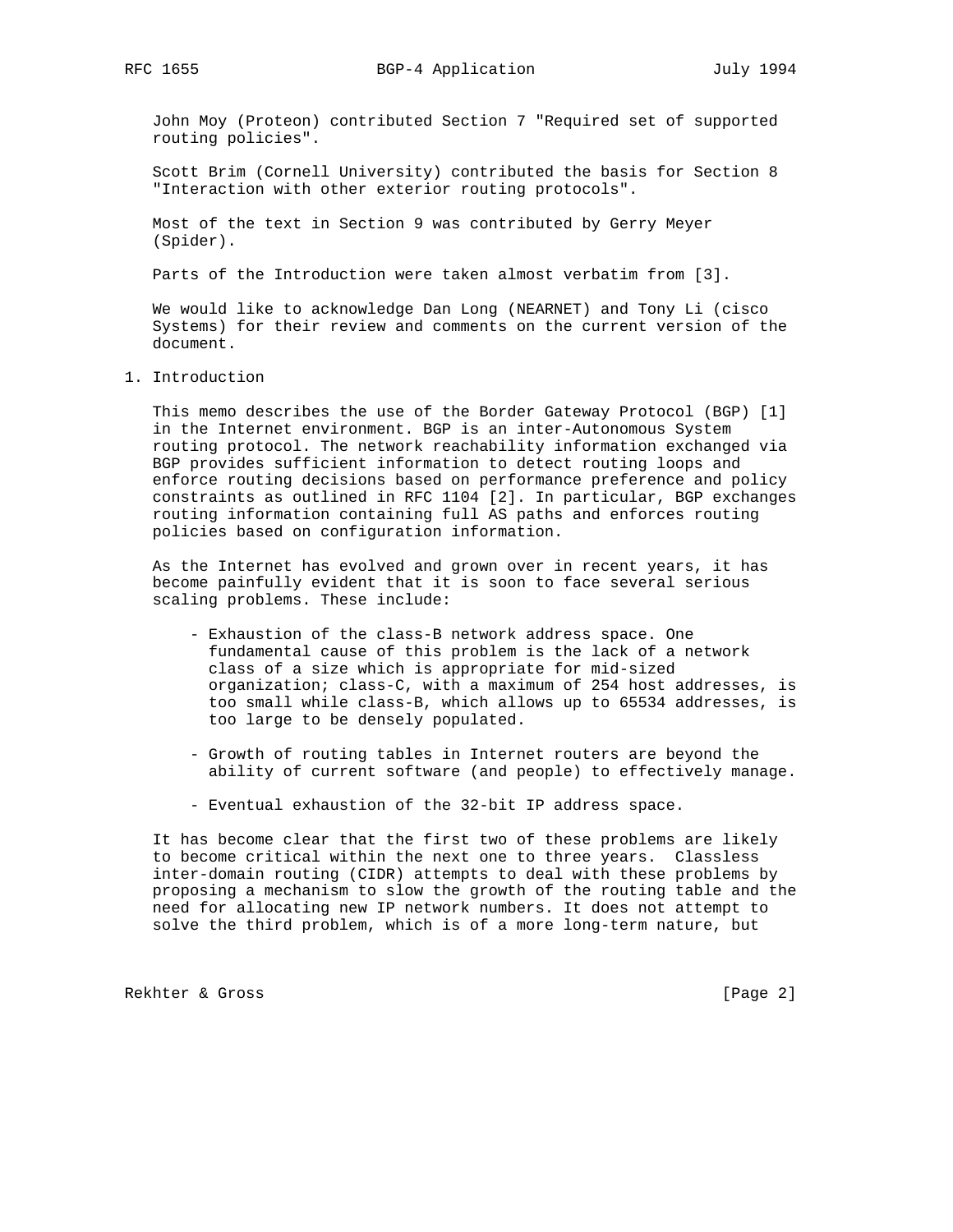John Moy (Proteon) contributed Section 7 "Required set of supported routing policies".

Scott Brim (Cornell University) contributed the basis for Section 8 "Interaction with other exterior routing protocols".

Most of the text in Section 9 was contributed by Gerry Meyer (Spider).

Parts of the Introduction were taken almost verbatim from [3].

We would like to acknowledge Dan Long (NEARNET) and Tony Li (cisco Systems) for their review and comments on the current version of the document.

# 1. Introduction

This memo describes the use of the Border Gateway Protocol (BGP) [1] in the Internet environment. BGP is an inter-Autonomous System routing protocol. The network reachability information exchanged via BGP provides sufficient information to detect routing loops and enforce routing decisions based on performance preference and policy constraints as outlined in RFC 1104 [2]. In particular, BGP exchanges routing information containing full AS paths and enforces routing policies based on configuration information.

As the Internet has evolved and grown over in recent years, it has become painfully evident that it is soon to face several serious scaling problems. These include:

- Exhaustion of the class-B network address space. One fundamental cause of this problem is the lack of a network class of a size which is appropriate for mid-sized organization; class-C, with a maximum of 254 host addresses, is too small while class-B, which allows up to 65534 addresses, is too large to be densely populated.

- Growth of routing tables in Internet routers are beyond the ability of current software (and people) to effectively manage.

- Eventual exhaustion of the 32-bit IP address space.

It has become clear that the first two of these problems are likely to become critical within the next one to three years. Classless inter-domain routing (CIDR) attempts to deal with these problems by proposing a mechanism to slow the growth of the routing table and the need for allocating new IP network numbers. It does not attempt to solve the third problem, which is of a more long-term nature, but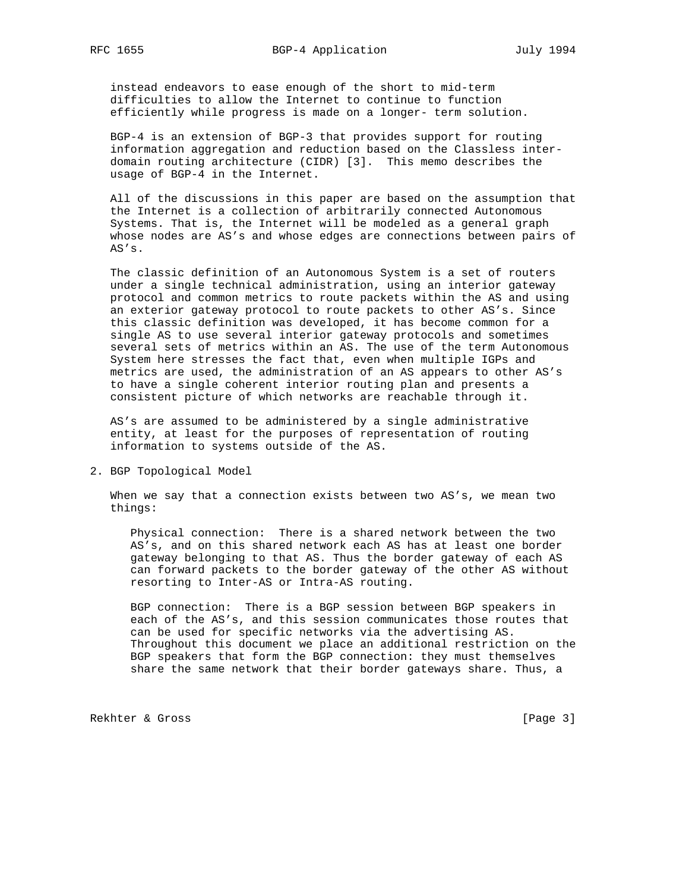instead endeavors to ease enough of the short to mid-term difficulties to allow the Internet to continue to function efficiently while progress is made on a longer- term solution.

BGP-4 is an extension of BGP-3 that provides support for routing information aggregation and reduction based on the Classless inter-domain routing architecture (CIDR) [3]. This memo describes the usage of BGP-4 in the Internet.

All of the discussions in this paper are based on the assumption that the Internet is a collection of arbitrarily connected Autonomous Systems. That is, the Internet will be modeled as a general graph whose nodes are AS's and whose edges are connections between pairs of AS's.

The classic definition of an Autonomous System is a set of routers under a single technical administration, using an interior gateway protocol and common metrics to route packets within the AS and using an exterior gateway protocol to route packets to other AS's. Since this classic definition was developed, it has become common for a single AS to use several interior gateway protocols and sometimes several sets of metrics within an AS. The use of the term Autonomous System here stresses the fact that, even when multiple IGPs and metrics are used, the administration of an AS appears to other AS's to have a single coherent interior routing plan and presents a consistent picture of which networks are reachable through it.

AS's are assumed to be administered by a single administrative entity, at least for the purposes of representation of routing information to systems outside of the AS.

## 2. BGP Topological Model

When we say that a connection exists between two AS's, we mean two things:

Physical connection: There is a shared network between the two AS's, and on this shared network each AS has at least one border gateway belonging to that AS. Thus the border gateway of each AS can forward packets to the border gateway of the other AS without resorting to Inter-AS or Intra-AS routing.

BGP connection: There is a BGP session between BGP speakers in each of the AS's, and this session communicates those routes that can be used for specific networks via the advertising AS. Throughout this document we place an additional restriction on the BGP speakers that form the BGP connection: they must themselves share the same network that their border gateways share. Thus, a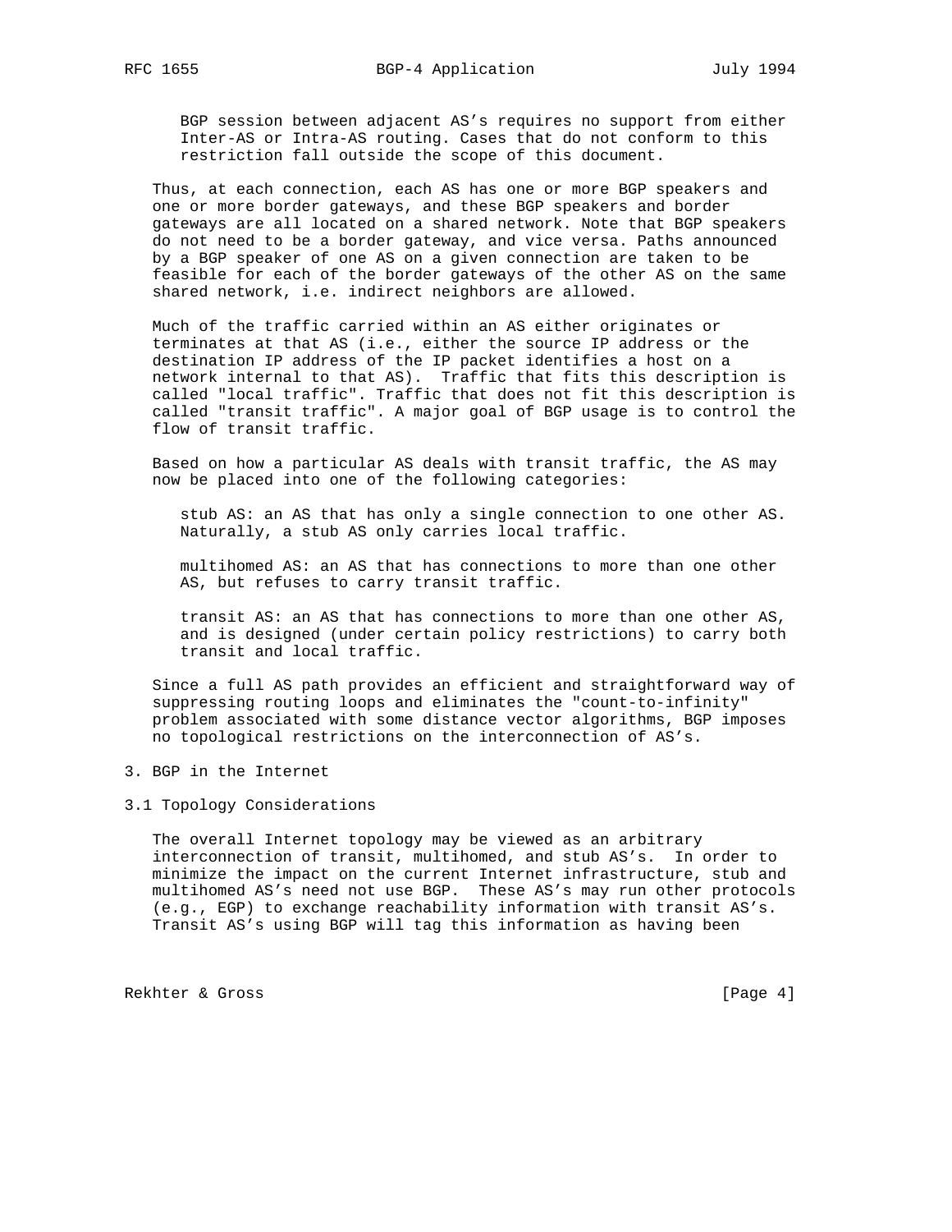BGP session between adjacent AS's requires no support from either Inter-AS or Intra-AS routing. Cases that do not conform to this restriction fall outside the scope of this document.

Thus, at each connection, each AS has one or more BGP speakers and one or more border gateways, and these BGP speakers and border gateways are all located on a shared network. Note that BGP speakers do not need to be a border gateway, and vice versa. Paths announced by a BGP speaker of one AS on a given connection are taken to be feasible for each of the border gateways of the other AS on the same shared network, i.e. indirect neighbors are allowed.

Much of the traffic carried within an AS either originates or terminates at that AS (i.e., either the source IP address or the destination IP address of the IP packet identifies a host on a network internal to that AS). Traffic that fits this description is called "local traffic". Traffic that does not fit this description is called "transit traffic". A major goal of BGP usage is to control the flow of transit traffic.

Based on how a particular AS deals with transit traffic, the AS may now be placed into one of the following categories:

stub AS: an AS that has only a single connection to one other AS. Naturally, a stub AS only carries local traffic.

multihomed AS: an AS that has connections to more than one other AS, but refuses to carry transit traffic.

transit AS: an AS that has connections to more than one other AS, and is designed (under certain policy restrictions) to carry both transit and local traffic.

Since a full AS path provides an efficient and straightforward way of suppressing routing loops and eliminates the "count-to-infinity" problem associated with some distance vector algorithms, BGP imposes no topological restrictions on the interconnection of AS's.

# 3. BGP in the Internet

## 3.1 Topology Considerations

The overall Internet topology may be viewed as an arbitrary interconnection of transit, multihomed, and stub AS's. In order to minimize the impact on the current Internet infrastructure, stub and multihomed AS's need not use BGP. These AS's may run other protocols (e.g., EGP) to exchange reachability information with transit AS's. Transit AS's using BGP will tag this information as having been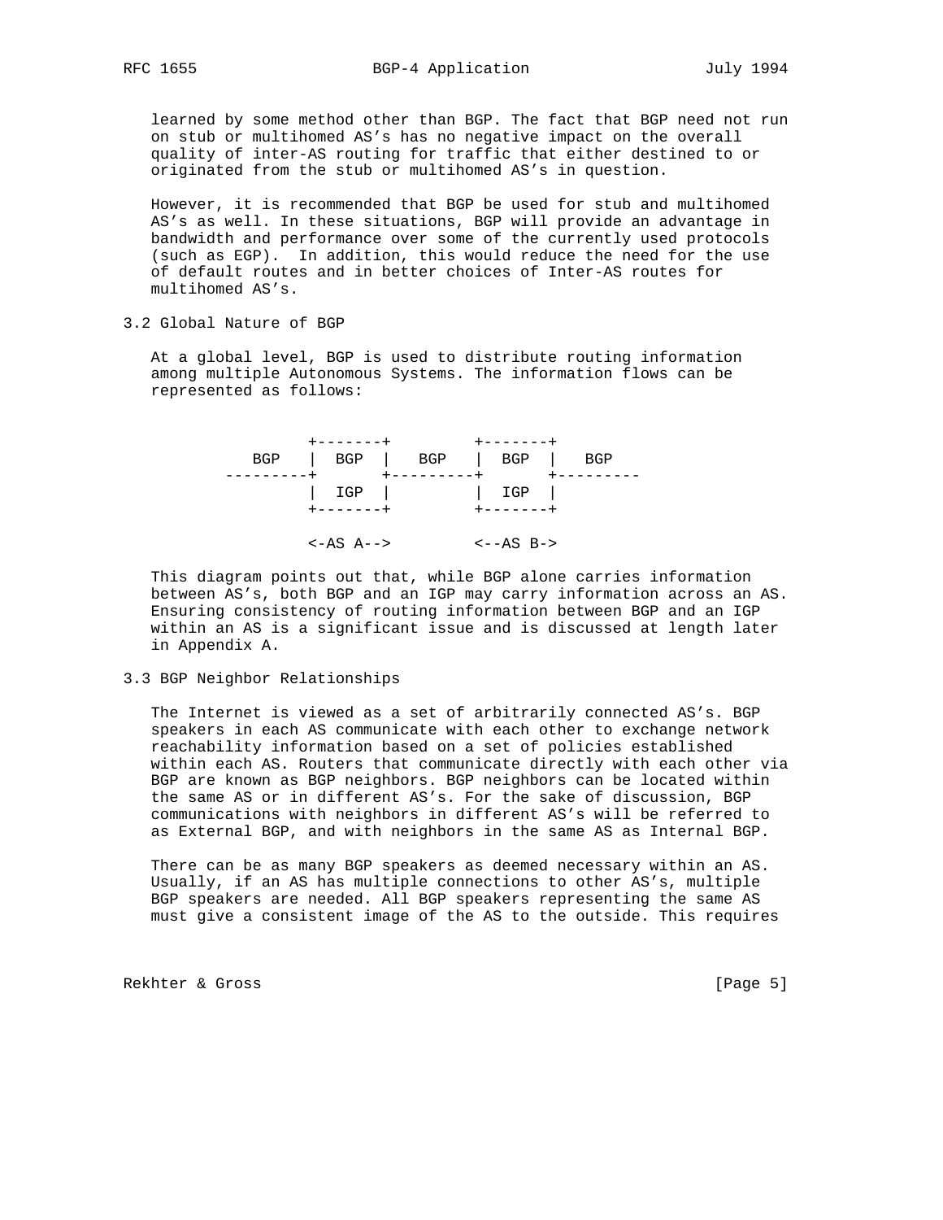learned by some method other than BGP. The fact that BGP need not run on stub or multihomed AS's has no negative impact on the overall quality of inter-AS routing for traffic that either destined to or originated from the stub or multihomed AS's in question.

However, it is recommended that BGP be used for stub and multihomed AS's as well. In these situations, BGP will provide an advantage in bandwidth and performance over some of the currently used protocols (such as EGP). In addition, this would reduce the need for the use of default routes and in better choices of Inter-AS routes for multihomed AS's.

## 3.2 Global Nature of BGP

At a global level, BGP is used to distribute routing information among multiple Autonomous Systems. The information flows can be represented as follows:

```
          +-------+         +-------+
   BGP    |  BGP  |   BGP   |  BGP  |   BGP
 ---------+       +---------+       +---------
          |  IGP  |         |  IGP  |
          +-------+         +-------+

          <-AS A-->         <--AS B->
```

This diagram points out that, while BGP alone carries information between AS's, both BGP and an IGP may carry information across an AS. Ensuring consistency of routing information between BGP and an IGP within an AS is a significant issue and is discussed at length later in Appendix A.

## 3.3 BGP Neighbor Relationships

The Internet is viewed as a set of arbitrarily connected AS's. BGP speakers in each AS communicate with each other to exchange network reachability information based on a set of policies established within each AS. Routers that communicate directly with each other via BGP are known as BGP neighbors. BGP neighbors can be located within the same AS or in different AS's. For the sake of discussion, BGP communications with neighbors in different AS's will be referred to as External BGP, and with neighbors in the same AS as Internal BGP.

There can be as many BGP speakers as deemed necessary within an AS. Usually, if an AS has multiple connections to other AS's, multiple BGP speakers are needed. All BGP speakers representing the same AS must give a consistent image of the AS to the outside. This requires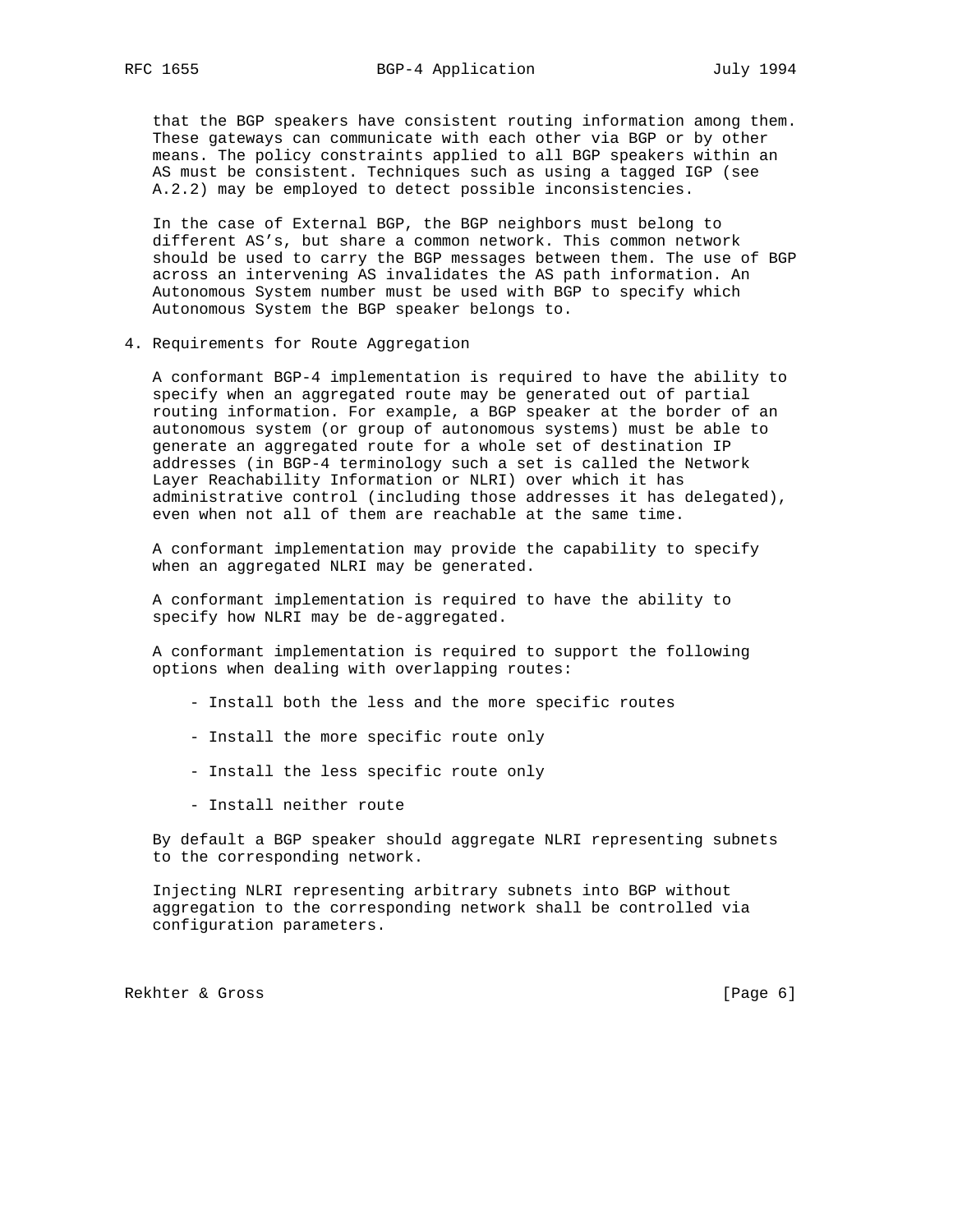that the BGP speakers have consistent routing information among them. These gateways can communicate with each other via BGP or by other means. The policy constraints applied to all BGP speakers within an AS must be consistent. Techniques such as using a tagged IGP (see A.2.2) may be employed to detect possible inconsistencies.

In the case of External BGP, the BGP neighbors must belong to different AS's, but share a common network. This common network should be used to carry the BGP messages between them. The use of BGP across an intervening AS invalidates the AS path information. An Autonomous System number must be used with BGP to specify which Autonomous System the BGP speaker belongs to.

## 4. Requirements for Route Aggregation

A conformant BGP-4 implementation is required to have the ability to specify when an aggregated route may be generated out of partial routing information. For example, a BGP speaker at the border of an autonomous system (or group of autonomous systems) must be able to generate an aggregated route for a whole set of destination IP addresses (in BGP-4 terminology such a set is called the Network Layer Reachability Information or NLRI) over which it has administrative control (including those addresses it has delegated), even when not all of them are reachable at the same time.

A conformant implementation may provide the capability to specify when an aggregated NLRI may be generated.

A conformant implementation is required to have the ability to specify how NLRI may be de-aggregated.

A conformant implementation is required to support the following options when dealing with overlapping routes:

- Install both the less and the more specific routes
- Install the more specific route only
- Install the less specific route only
- Install neither route

By default a BGP speaker should aggregate NLRI representing subnets to the corresponding network.

Injecting NLRI representing arbitrary subnets into BGP without aggregation to the corresponding network shall be controlled via configuration parameters.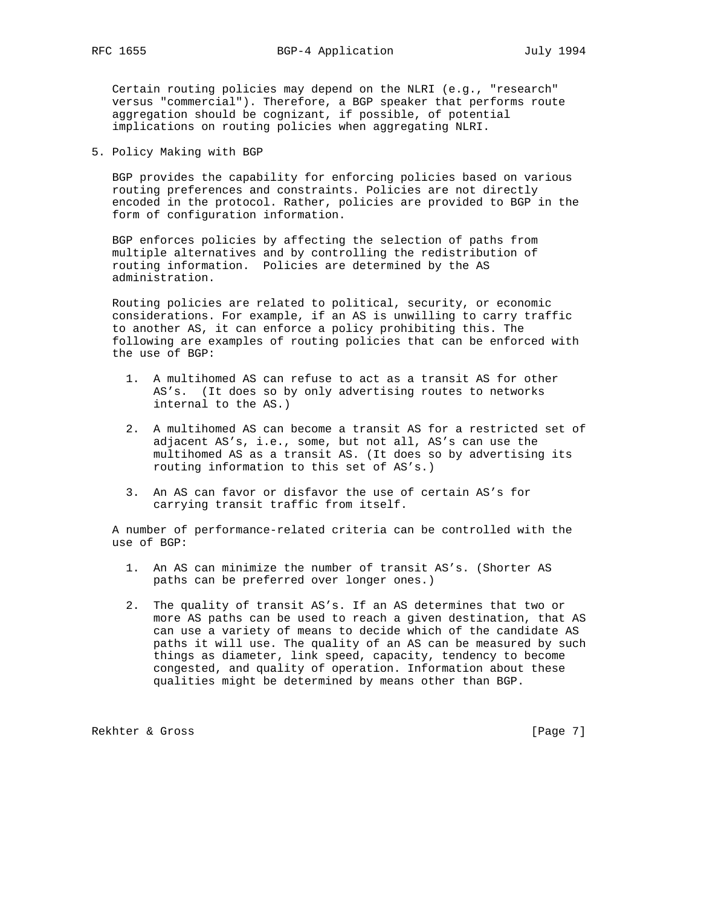Certain routing policies may depend on the NLRI (e.g., "research" versus "commercial"). Therefore, a BGP speaker that performs route aggregation should be cognizant, if possible, of potential implications on routing policies when aggregating NLRI.

## 5. Policy Making with BGP

BGP provides the capability for enforcing policies based on various routing preferences and constraints. Policies are not directly encoded in the protocol. Rather, policies are provided to BGP in the form of configuration information.

BGP enforces policies by affecting the selection of paths from multiple alternatives and by controlling the redistribution of routing information. Policies are determined by the AS administration.

Routing policies are related to political, security, or economic considerations. For example, if an AS is unwilling to carry traffic to another AS, it can enforce a policy prohibiting this. The following are examples of routing policies that can be enforced with the use of BGP:

1. A multihomed AS can refuse to act as a transit AS for other AS's. (It does so by only advertising routes to networks internal to the AS.)

2. A multihomed AS can become a transit AS for a restricted set of adjacent AS's, i.e., some, but not all, AS's can use the multihomed AS as a transit AS. (It does so by advertising its routing information to this set of AS's.)

3. An AS can favor or disfavor the use of certain AS's for carrying transit traffic from itself.

A number of performance-related criteria can be controlled with the use of BGP:

1. An AS can minimize the number of transit AS's. (Shorter AS paths can be preferred over longer ones.)

2. The quality of transit AS's. If an AS determines that two or more AS paths can be used to reach a given destination, that AS can use a variety of means to decide which of the candidate AS paths it will use. The quality of an AS can be measured by such things as diameter, link speed, capacity, tendency to become congested, and quality of operation. Information about these qualities might be determined by means other than BGP.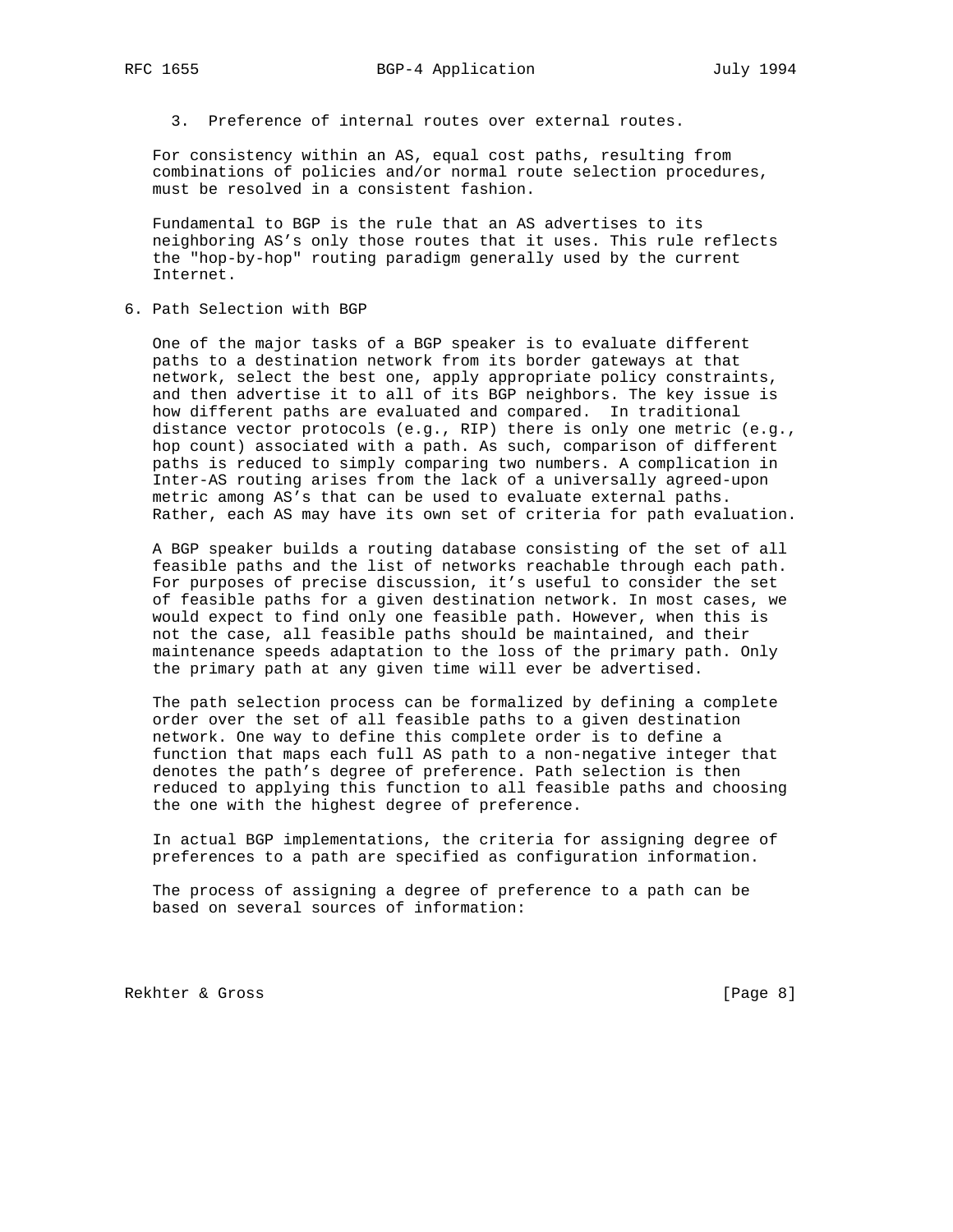3. Preference of internal routes over external routes.

For consistency within an AS, equal cost paths, resulting from combinations of policies and/or normal route selection procedures, must be resolved in a consistent fashion.

Fundamental to BGP is the rule that an AS advertises to its neighboring AS's only those routes that it uses. This rule reflects the "hop-by-hop" routing paradigm generally used by the current Internet.

## 6. Path Selection with BGP

One of the major tasks of a BGP speaker is to evaluate different paths to a destination network from its border gateways at that network, select the best one, apply appropriate policy constraints, and then advertise it to all of its BGP neighbors. The key issue is how different paths are evaluated and compared. In traditional distance vector protocols (e.g., RIP) there is only one metric (e.g., hop count) associated with a path. As such, comparison of different paths is reduced to simply comparing two numbers. A complication in Inter-AS routing arises from the lack of a universally agreed-upon metric among AS's that can be used to evaluate external paths. Rather, each AS may have its own set of criteria for path evaluation.

A BGP speaker builds a routing database consisting of the set of all feasible paths and the list of networks reachable through each path. For purposes of precise discussion, it's useful to consider the set of feasible paths for a given destination network. In most cases, we would expect to find only one feasible path. However, when this is not the case, all feasible paths should be maintained, and their maintenance speeds adaptation to the loss of the primary path. Only the primary path at any given time will ever be advertised.

The path selection process can be formalized by defining a complete order over the set of all feasible paths to a given destination network. One way to define this complete order is to define a function that maps each full AS path to a non-negative integer that denotes the path's degree of preference. Path selection is then reduced to applying this function to all feasible paths and choosing the one with the highest degree of preference.

In actual BGP implementations, the criteria for assigning degree of preferences to a path are specified as configuration information.

The process of assigning a degree of preference to a path can be based on several sources of information: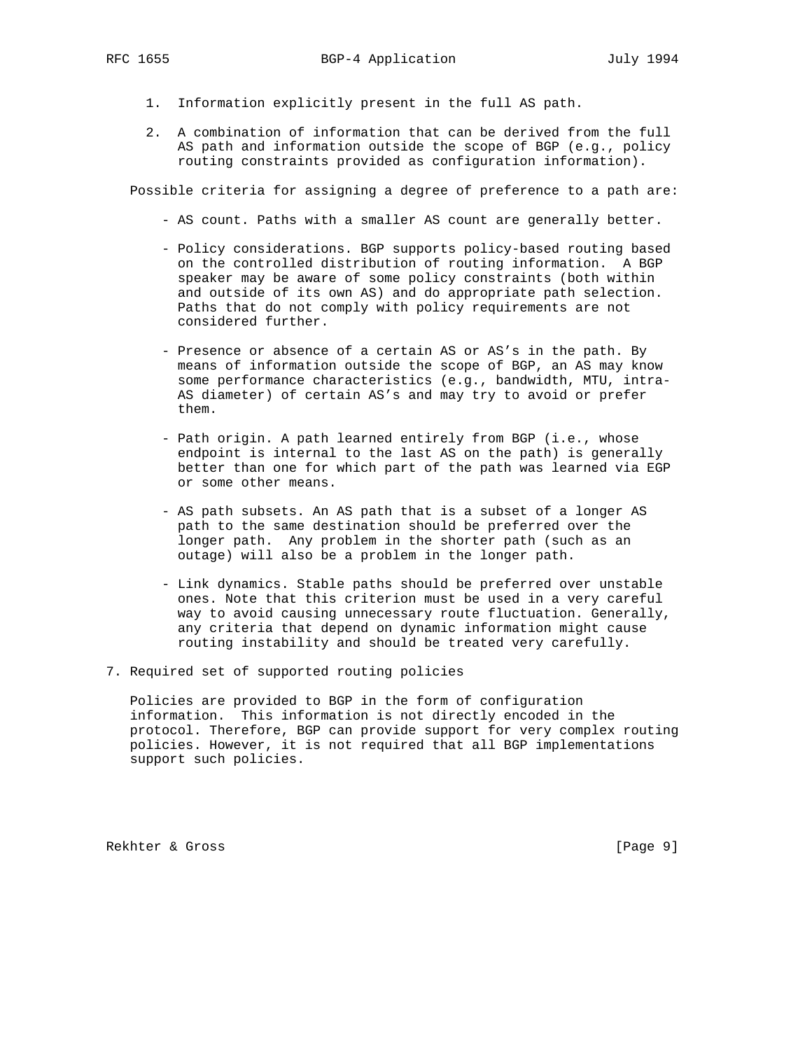1. Information explicitly present in the full AS path.

2. A combination of information that can be derived from the full AS path and information outside the scope of BGP (e.g., policy routing constraints provided as configuration information).

Possible criteria for assigning a degree of preference to a path are:

- AS count. Paths with a smaller AS count are generally better.

- Policy considerations. BGP supports policy-based routing based on the controlled distribution of routing information. A BGP speaker may be aware of some policy constraints (both within and outside of its own AS) and do appropriate path selection. Paths that do not comply with policy requirements are not considered further.

- Presence or absence of a certain AS or AS's in the path. By means of information outside the scope of BGP, an AS may know some performance characteristics (e.g., bandwidth, MTU, intra-AS diameter) of certain AS's and may try to avoid or prefer them.

- Path origin. A path learned entirely from BGP (i.e., whose endpoint is internal to the last AS on the path) is generally better than one for which part of the path was learned via EGP or some other means.

- AS path subsets. An AS path that is a subset of a longer AS path to the same destination should be preferred over the longer path. Any problem in the shorter path (such as an outage) will also be a problem in the longer path.

- Link dynamics. Stable paths should be preferred over unstable ones. Note that this criterion must be used in a very careful way to avoid causing unnecessary route fluctuation. Generally, any criteria that depend on dynamic information might cause routing instability and should be treated very carefully.

## 7. Required set of supported routing policies

Policies are provided to BGP in the form of configuration information. This information is not directly encoded in the protocol. Therefore, BGP can provide support for very complex routing policies. However, it is not required that all BGP implementations support such policies.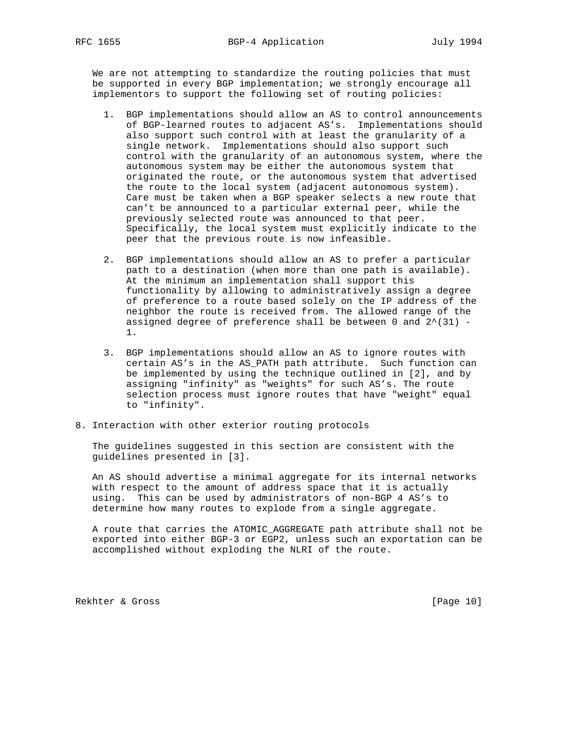We are not attempting to standardize the routing policies that must be supported in every BGP implementation; we strongly encourage all implementors to support the following set of routing policies:

1. BGP implementations should allow an AS to control announcements of BGP-learned routes to adjacent AS's. Implementations should also support such control with at least the granularity of a single network. Implementations should also support such control with the granularity of an autonomous system, where the autonomous system may be either the autonomous system that originated the route, or the autonomous system that advertised the route to the local system (adjacent autonomous system). Care must be taken when a BGP speaker selects a new route that can't be announced to a particular external peer, while the previously selected route was announced to that peer. Specifically, the local system must explicitly indicate to the peer that the previous route is now infeasible.

2. BGP implementations should allow an AS to prefer a particular path to a destination (when more than one path is available). At the minimum an implementation shall support this functionality by allowing to administratively assign a degree of preference to a route based solely on the IP address of the neighbor the route is received from. The allowed range of the assigned degree of preference shall be between 0 and $2^{(31)} - 1$.

3. BGP implementations should allow an AS to ignore routes with certain AS's in the AS_PATH path attribute. Such function can be implemented by using the technique outlined in [2], and by assigning "infinity" as "weights" for such AS's. The route selection process must ignore routes that have "weight" equal to "infinity".

## 8. Interaction with other exterior routing protocols

The guidelines suggested in this section are consistent with the guidelines presented in [3].

An AS should advertise a minimal aggregate for its internal networks with respect to the amount of address space that it is actually using. This can be used by administrators of non-BGP 4 AS's to determine how many routes to explode from a single aggregate.

A route that carries the ATOMIC_AGGREGATE path attribute shall not be exported into either BGP-3 or EGP2, unless such an exportation can be accomplished without exploding the NLRI of the route.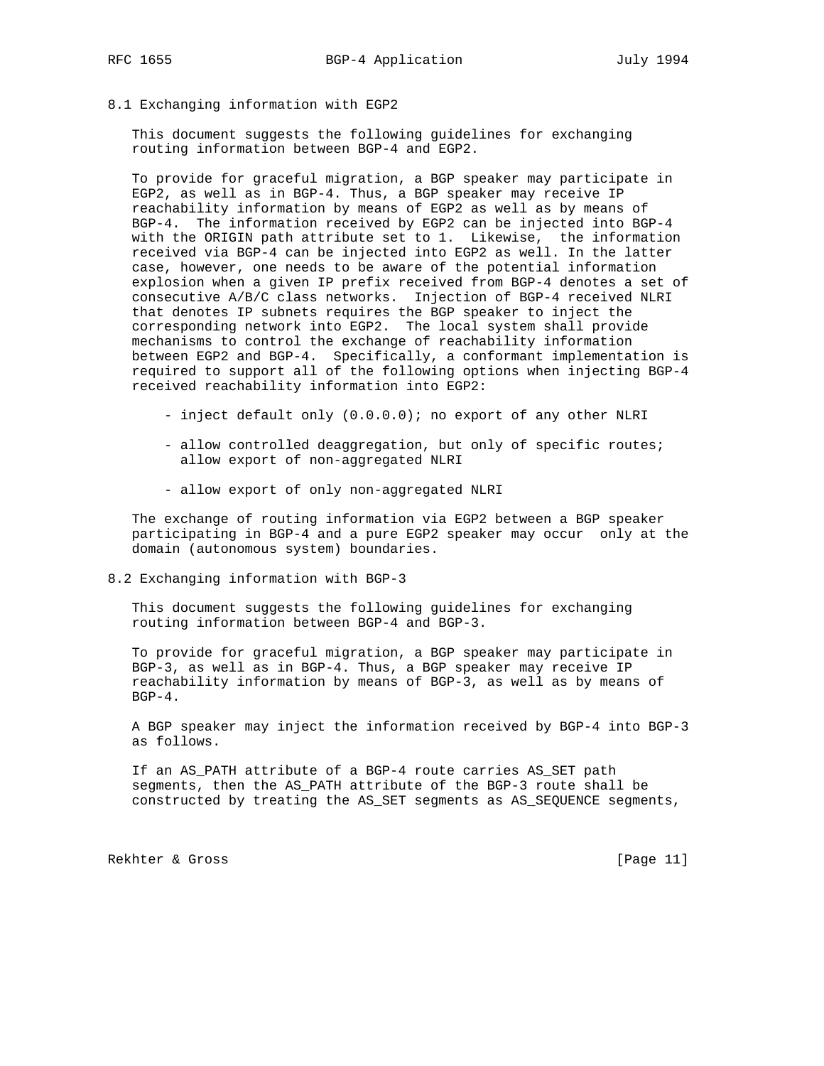## 8.1 Exchanging information with EGP2

This document suggests the following guidelines for exchanging routing information between BGP-4 and EGP2.

To provide for graceful migration, a BGP speaker may participate in EGP2, as well as in BGP-4. Thus, a BGP speaker may receive IP reachability information by means of EGP2 as well as by means of BGP-4. The information received by EGP2 can be injected into BGP-4 with the ORIGIN path attribute set to 1. Likewise, the information received via BGP-4 can be injected into EGP2 as well. In the latter case, however, one needs to be aware of the potential information explosion when a given IP prefix received from BGP-4 denotes a set of consecutive A/B/C class networks. Injection of BGP-4 received NLRI that denotes IP subnets requires the BGP speaker to inject the corresponding network into EGP2. The local system shall provide mechanisms to control the exchange of reachability information between EGP2 and BGP-4. Specifically, a conformant implementation is required to support all of the following options when injecting BGP-4 received reachability information into EGP2:

- inject default only (0.0.0.0); no export of any other NLRI
- allow controlled deaggregation, but only of specific routes; allow export of non-aggregated NLRI
- allow export of only non-aggregated NLRI

The exchange of routing information via EGP2 between a BGP speaker participating in BGP-4 and a pure EGP2 speaker may occur only at the domain (autonomous system) boundaries.

## 8.2 Exchanging information with BGP-3

This document suggests the following guidelines for exchanging routing information between BGP-4 and BGP-3.

To provide for graceful migration, a BGP speaker may participate in BGP-3, as well as in BGP-4. Thus, a BGP speaker may receive IP reachability information by means of BGP-3, as well as by means of BGP-4.

A BGP speaker may inject the information received by BGP-4 into BGP-3 as follows.

If an AS_PATH attribute of a BGP-4 route carries AS_SET path segments, then the AS_PATH attribute of the BGP-3 route shall be constructed by treating the AS_SET segments as AS_SEQUENCE segments,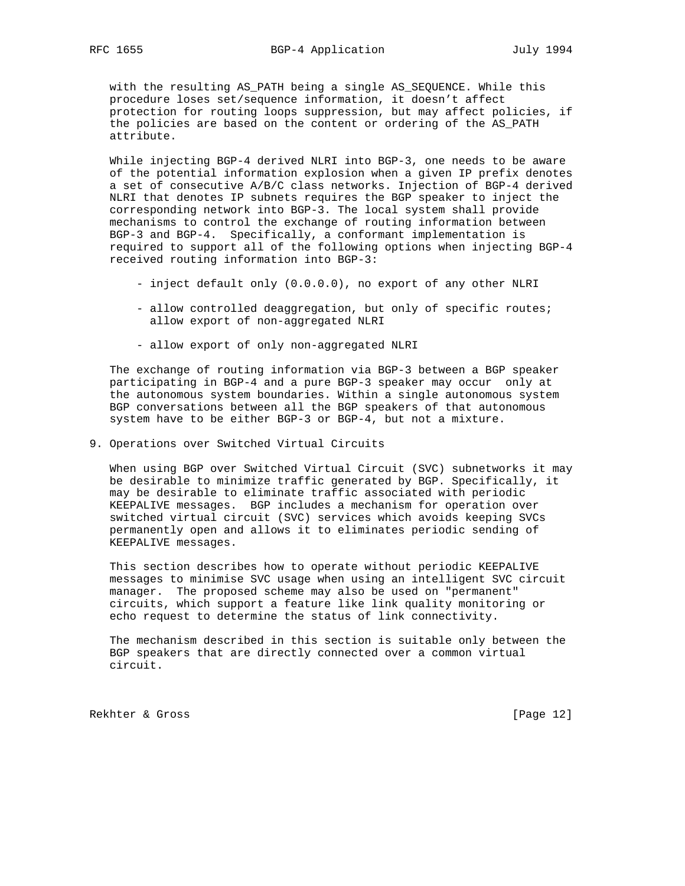with the resulting AS_PATH being a single AS_SEQUENCE. While this procedure loses set/sequence information, it doesn't affect protection for routing loops suppression, but may affect policies, if the policies are based on the content or ordering of the AS_PATH attribute.

While injecting BGP-4 derived NLRI into BGP-3, one needs to be aware of the potential information explosion when a given IP prefix denotes a set of consecutive A/B/C class networks. Injection of BGP-4 derived NLRI that denotes IP subnets requires the BGP speaker to inject the corresponding network into BGP-3. The local system shall provide mechanisms to control the exchange of routing information between BGP-3 and BGP-4. Specifically, a conformant implementation is required to support all of the following options when injecting BGP-4 received routing information into BGP-3:

- inject default only (0.0.0.0), no export of any other NLRI
- allow controlled deaggregation, but only of specific routes; allow export of non-aggregated NLRI
- allow export of only non-aggregated NLRI

The exchange of routing information via BGP-3 between a BGP speaker participating in BGP-4 and a pure BGP-3 speaker may occur only at the autonomous system boundaries. Within a single autonomous system BGP conversations between all the BGP speakers of that autonomous system have to be either BGP-3 or BGP-4, but not a mixture.

## 9. Operations over Switched Virtual Circuits

When using BGP over Switched Virtual Circuit (SVC) subnetworks it may be desirable to minimize traffic generated by BGP. Specifically, it may be desirable to eliminate traffic associated with periodic KEEPALIVE messages. BGP includes a mechanism for operation over switched virtual circuit (SVC) services which avoids keeping SVCs permanently open and allows it to eliminates periodic sending of KEEPALIVE messages.

This section describes how to operate without periodic KEEPALIVE messages to minimise SVC usage when using an intelligent SVC circuit manager. The proposed scheme may also be used on "permanent" circuits, which support a feature like link quality monitoring or echo request to determine the status of link connectivity.

The mechanism described in this section is suitable only between the BGP speakers that are directly connected over a common virtual circuit.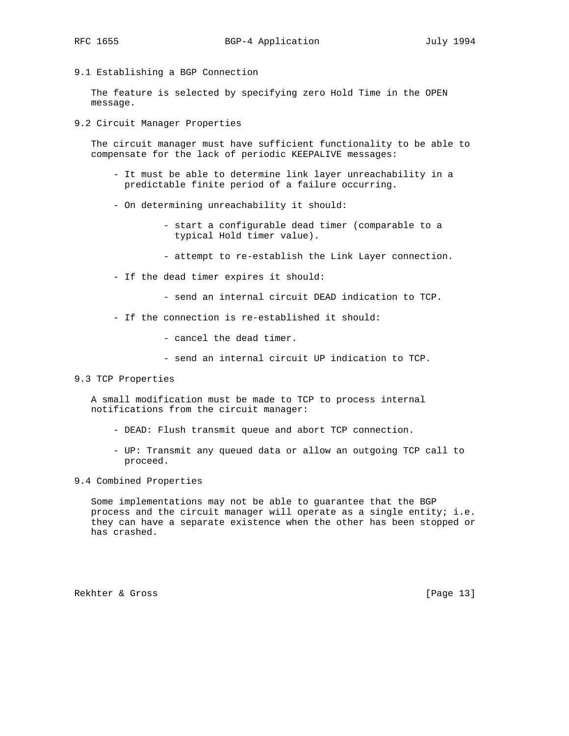## 9.1 Establishing a BGP Connection

The feature is selected by specifying zero Hold Time in the OPEN message.

## 9.2 Circuit Manager Properties

The circuit manager must have sufficient functionality to be able to compensate for the lack of periodic KEEPALIVE messages:

- It must be able to determine link layer unreachability in a predictable finite period of a failure occurring.

- On determining unreachability it should:

    - start a configurable dead timer (comparable to a typical Hold timer value).

    - attempt to re-establish the Link Layer connection.

- If the dead timer expires it should:

    - send an internal circuit DEAD indication to TCP.

- If the connection is re-established it should:

    - cancel the dead timer.

    - send an internal circuit UP indication to TCP.

## 9.3 TCP Properties

A small modification must be made to TCP to process internal notifications from the circuit manager:

- DEAD: Flush transmit queue and abort TCP connection.

- UP: Transmit any queued data or allow an outgoing TCP call to proceed.

## 9.4 Combined Properties

Some implementations may not be able to guarantee that the BGP process and the circuit manager will operate as a single entity; i.e. they can have a separate existence when the other has been stopped or has crashed.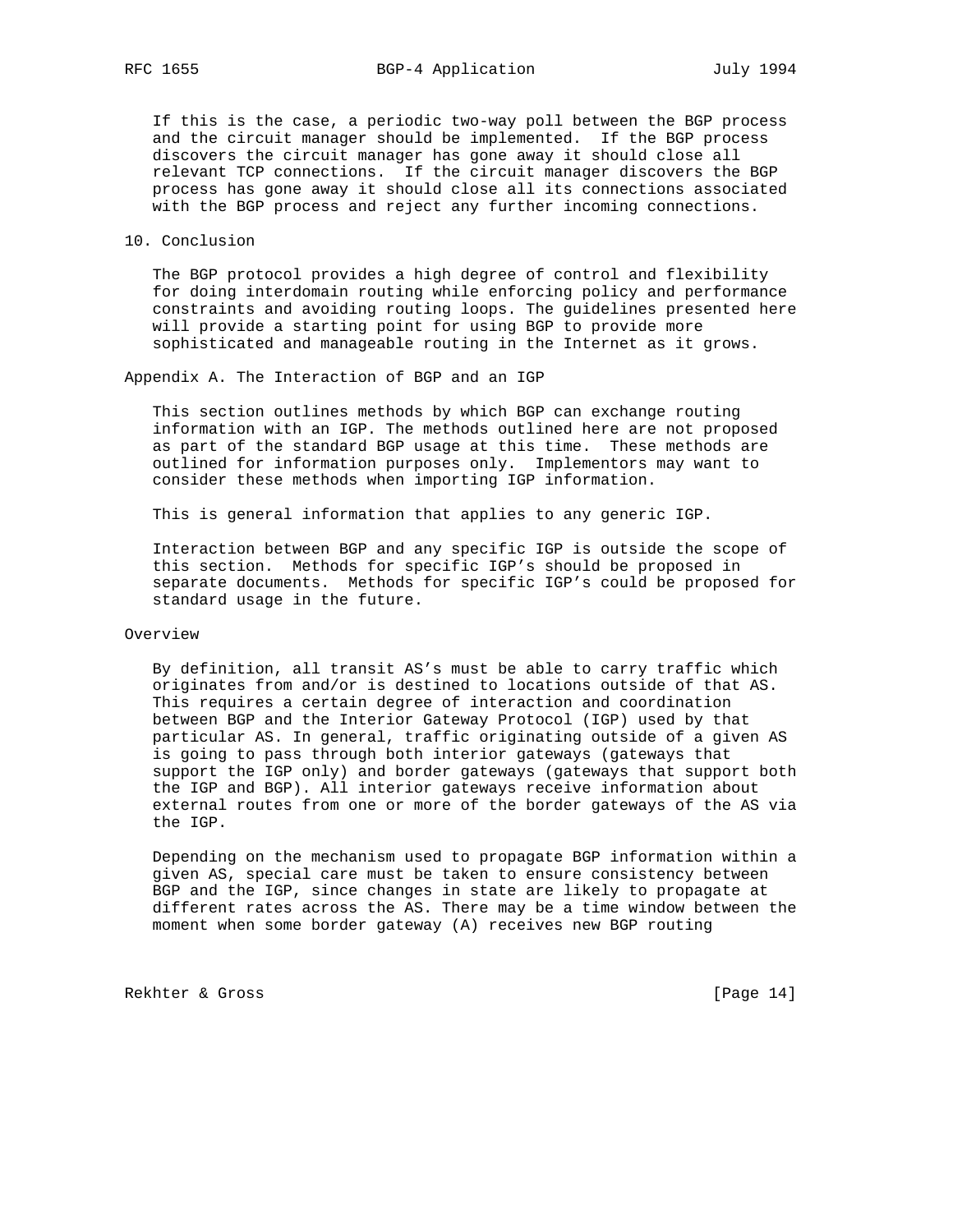If this is the case, a periodic two-way poll between the BGP process and the circuit manager should be implemented. If the BGP process discovers the circuit manager has gone away it should close all relevant TCP connections. If the circuit manager discovers the BGP process has gone away it should close all its connections associated with the BGP process and reject any further incoming connections.

## 10. Conclusion

The BGP protocol provides a high degree of control and flexibility for doing interdomain routing while enforcing policy and performance constraints and avoiding routing loops. The guidelines presented here will provide a starting point for using BGP to provide more sophisticated and manageable routing in the Internet as it grows.

## Appendix A. The Interaction of BGP and an IGP

This section outlines methods by which BGP can exchange routing information with an IGP. The methods outlined here are not proposed as part of the standard BGP usage at this time. These methods are outlined for information purposes only. Implementors may want to consider these methods when importing IGP information.

This is general information that applies to any generic IGP.

Interaction between BGP and any specific IGP is outside the scope of this section. Methods for specific IGP's should be proposed in separate documents. Methods for specific IGP's could be proposed for standard usage in the future.

### Overview

By definition, all transit AS's must be able to carry traffic which originates from and/or is destined to locations outside of that AS. This requires a certain degree of interaction and coordination between BGP and the Interior Gateway Protocol (IGP) used by that particular AS. In general, traffic originating outside of a given AS is going to pass through both interior gateways (gateways that support the IGP only) and border gateways (gateways that support both the IGP and BGP). All interior gateways receive information about external routes from one or more of the border gateways of the AS via the IGP.

Depending on the mechanism used to propagate BGP information within a given AS, special care must be taken to ensure consistency between BGP and the IGP, since changes in state are likely to propagate at different rates across the AS. There may be a time window between the moment when some border gateway (A) receives new BGP routing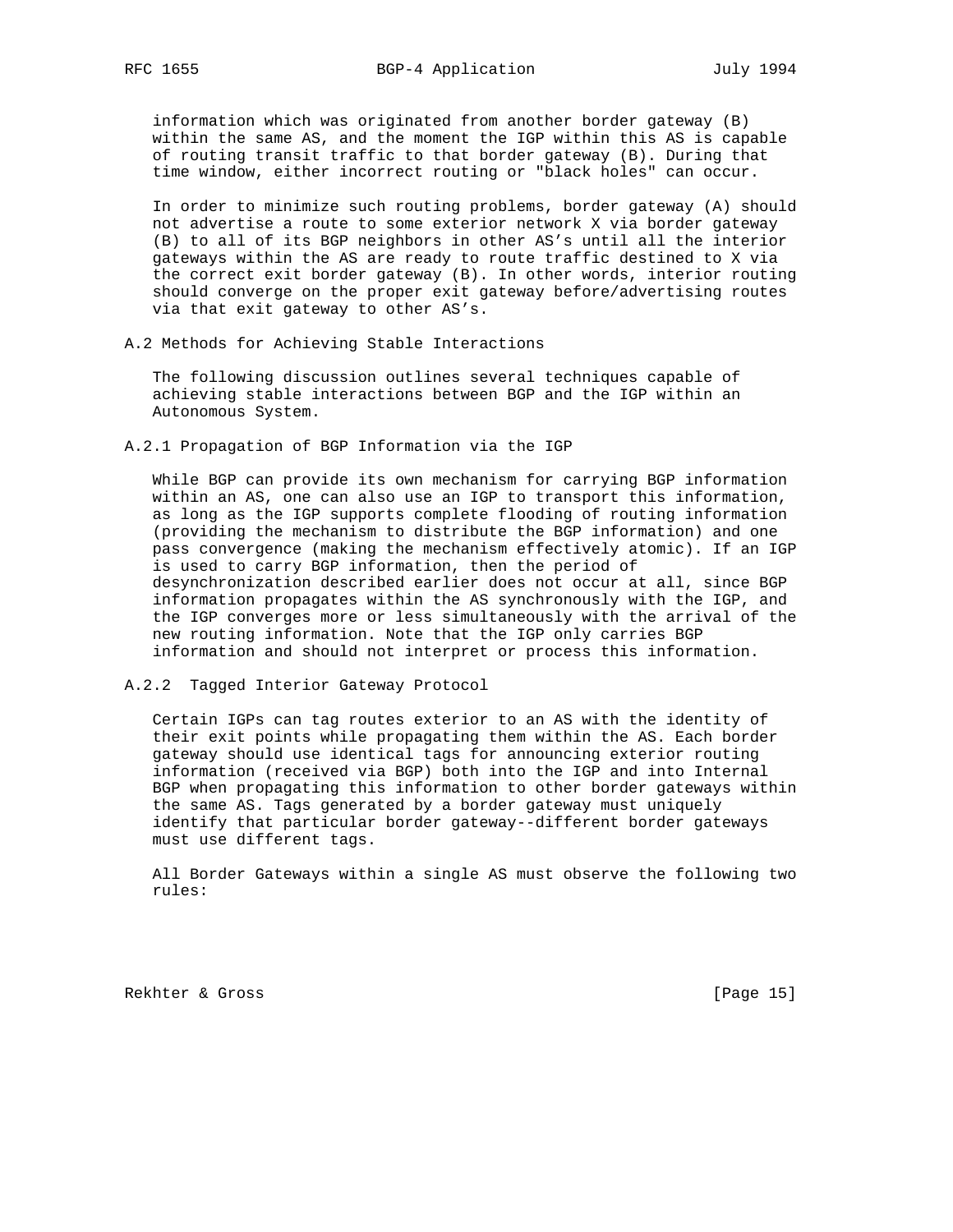information which was originated from another border gateway (B) within the same AS, and the moment the IGP within this AS is capable of routing transit traffic to that border gateway (B). During that time window, either incorrect routing or "black holes" can occur.

In order to minimize such routing problems, border gateway (A) should not advertise a route to some exterior network X via border gateway (B) to all of its BGP neighbors in other AS's until all the interior gateways within the AS are ready to route traffic destined to X via the correct exit border gateway (B). In other words, interior routing should converge on the proper exit gateway before/advertising routes via that exit gateway to other AS's.

## A.2 Methods for Achieving Stable Interactions

The following discussion outlines several techniques capable of achieving stable interactions between BGP and the IGP within an Autonomous System.

### A.2.1 Propagation of BGP Information via the IGP

While BGP can provide its own mechanism for carrying BGP information within an AS, one can also use an IGP to transport this information, as long as the IGP supports complete flooding of routing information (providing the mechanism to distribute the BGP information) and one pass convergence (making the mechanism effectively atomic). If an IGP is used to carry BGP information, then the period of desynchronization described earlier does not occur at all, since BGP information propagates within the AS synchronously with the IGP, and the IGP converges more or less simultaneously with the arrival of the new routing information. Note that the IGP only carries BGP information and should not interpret or process this information.

### A.2.2 Tagged Interior Gateway Protocol

Certain IGPs can tag routes exterior to an AS with the identity of their exit points while propagating them within the AS. Each border gateway should use identical tags for announcing exterior routing information (received via BGP) both into the IGP and into Internal BGP when propagating this information to other border gateways within the same AS. Tags generated by a border gateway must uniquely identify that particular border gateway--different border gateways must use different tags.

All Border Gateways within a single AS must observe the following two rules: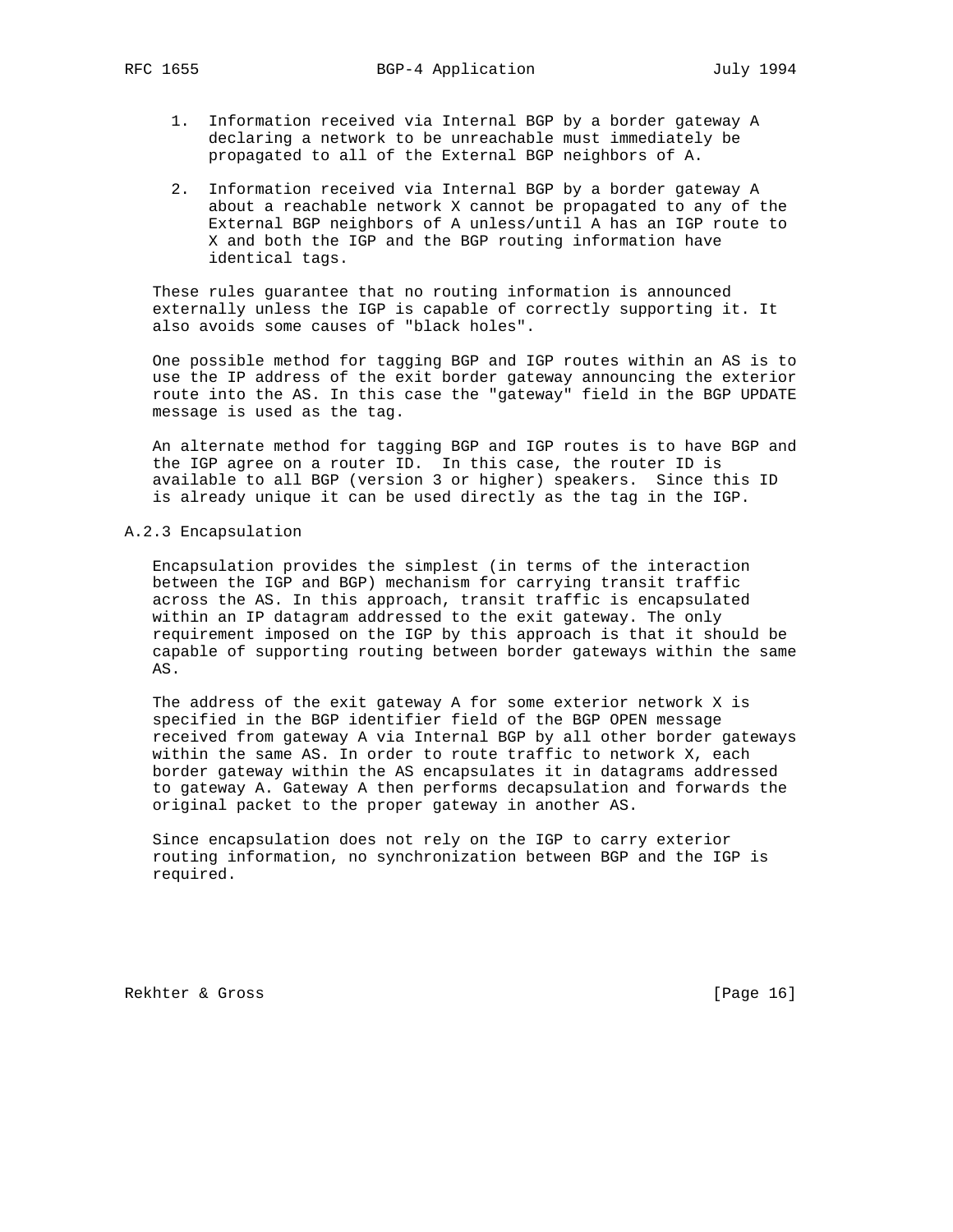1. Information received via Internal BGP by a border gateway A declaring a network to be unreachable must immediately be propagated to all of the External BGP neighbors of A.

2. Information received via Internal BGP by a border gateway A about a reachable network X cannot be propagated to any of the External BGP neighbors of A unless/until A has an IGP route to X and both the IGP and the BGP routing information have identical tags.

These rules guarantee that no routing information is announced externally unless the IGP is capable of correctly supporting it. It also avoids some causes of "black holes".

One possible method for tagging BGP and IGP routes within an AS is to use the IP address of the exit border gateway announcing the exterior route into the AS. In this case the "gateway" field in the BGP UPDATE message is used as the tag.

An alternate method for tagging BGP and IGP routes is to have BGP and the IGP agree on a router ID. In this case, the router ID is available to all BGP (version 3 or higher) speakers. Since this ID is already unique it can be used directly as the tag in the IGP.

### A.2.3 Encapsulation

Encapsulation provides the simplest (in terms of the interaction between the IGP and BGP) mechanism for carrying transit traffic across the AS. In this approach, transit traffic is encapsulated within an IP datagram addressed to the exit gateway. The only requirement imposed on the IGP by this approach is that it should be capable of supporting routing between border gateways within the same AS.

The address of the exit gateway A for some exterior network X is specified in the BGP identifier field of the BGP OPEN message received from gateway A via Internal BGP by all other border gateways within the same AS. In order to route traffic to network X, each border gateway within the AS encapsulates it in datagrams addressed to gateway A. Gateway A then performs decapsulation and forwards the original packet to the proper gateway in another AS.

Since encapsulation does not rely on the IGP to carry exterior routing information, no synchronization between BGP and the IGP is required.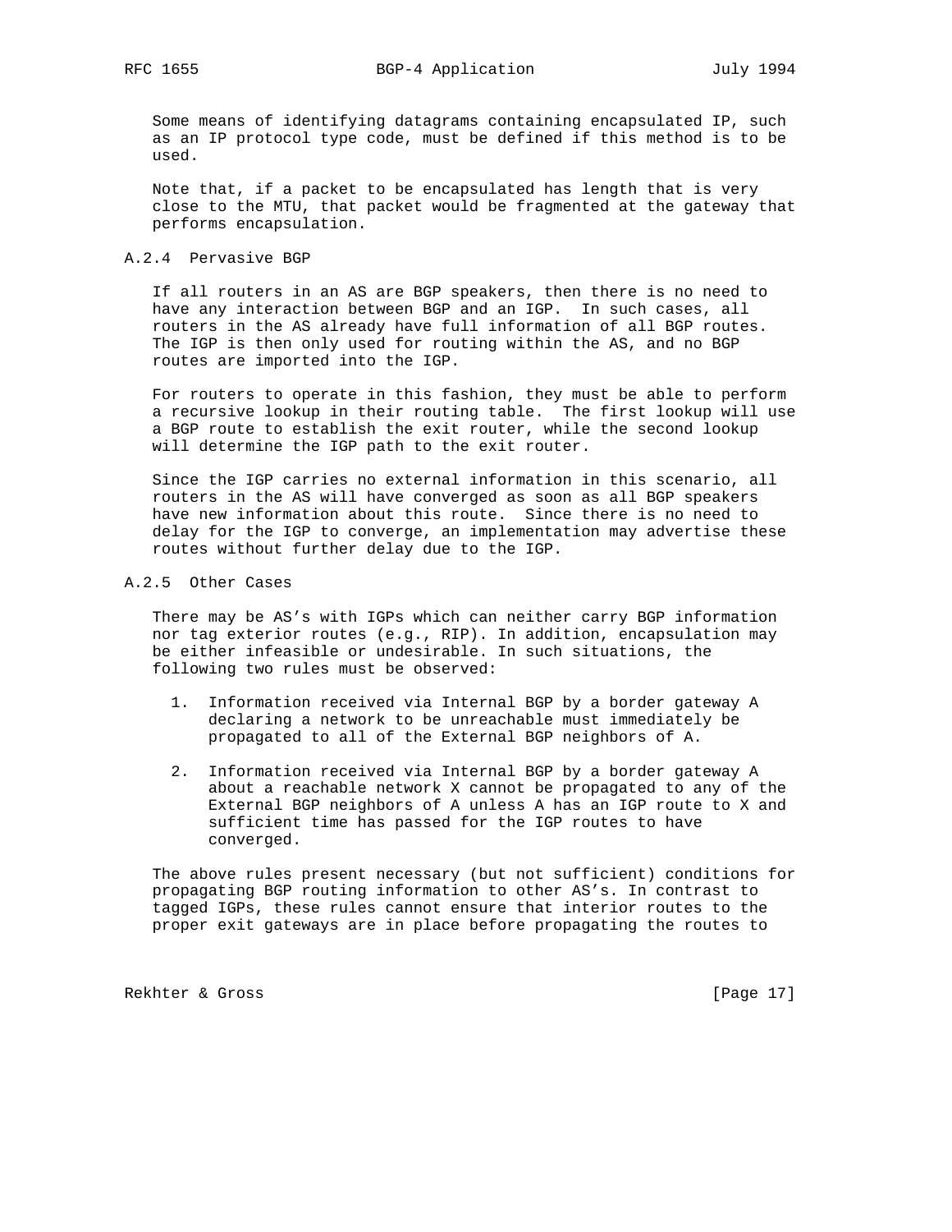Some means of identifying datagrams containing encapsulated IP, such as an IP protocol type code, must be defined if this method is to be used.

Note that, if a packet to be encapsulated has length that is very close to the MTU, that packet would be fragmented at the gateway that performs encapsulation.

### A.2.4 Pervasive BGP

If all routers in an AS are BGP speakers, then there is no need to have any interaction between BGP and an IGP. In such cases, all routers in the AS already have full information of all BGP routes. The IGP is then only used for routing within the AS, and no BGP routes are imported into the IGP.

For routers to operate in this fashion, they must be able to perform a recursive lookup in their routing table. The first lookup will use a BGP route to establish the exit router, while the second lookup will determine the IGP path to the exit router.

Since the IGP carries no external information in this scenario, all routers in the AS will have converged as soon as all BGP speakers have new information about this route. Since there is no need to delay for the IGP to converge, an implementation may advertise these routes without further delay due to the IGP.

### A.2.5 Other Cases

There may be AS's with IGPs which can neither carry BGP information nor tag exterior routes (e.g., RIP). In addition, encapsulation may be either infeasible or undesirable. In such situations, the following two rules must be observed:

1. Information received via Internal BGP by a border gateway A declaring a network to be unreachable must immediately be propagated to all of the External BGP neighbors of A.

2. Information received via Internal BGP by a border gateway A about a reachable network X cannot be propagated to any of the External BGP neighbors of A unless A has an IGP route to X and sufficient time has passed for the IGP routes to have converged.

The above rules present necessary (but not sufficient) conditions for propagating BGP routing information to other AS's. In contrast to tagged IGPs, these rules cannot ensure that interior routes to the proper exit gateways are in place before propagating the routes to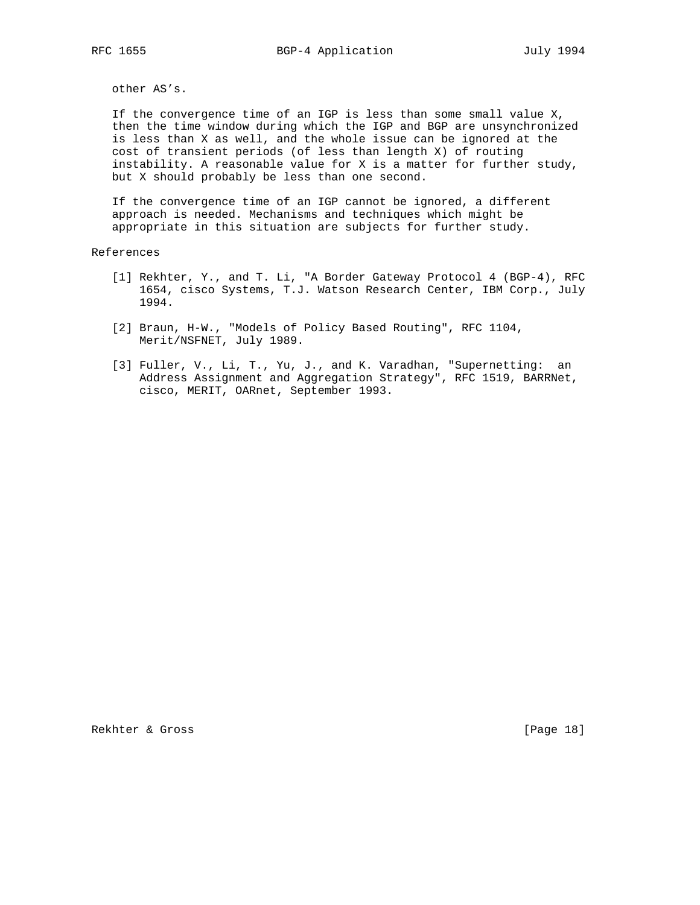other AS's.

If the convergence time of an IGP is less than some small value X, then the time window during which the IGP and BGP are unsynchronized is less than X as well, and the whole issue can be ignored at the cost of transient periods (of less than length X) of routing instability. A reasonable value for X is a matter for further study, but X should probably be less than one second.

If the convergence time of an IGP cannot be ignored, a different approach is needed. Mechanisms and techniques which might be appropriate in this situation are subjects for further study.

## References

[1] Rekhter, Y., and T. Li, "A Border Gateway Protocol 4 (BGP-4), RFC 1654, cisco Systems, T.J. Watson Research Center, IBM Corp., July 1994.

[2] Braun, H-W., "Models of Policy Based Routing", RFC 1104, Merit/NSFNET, July 1989.

[3] Fuller, V., Li, T., Yu, J., and K. Varadhan, "Supernetting: an Address Assignment and Aggregation Strategy", RFC 1519, BARRNet, cisco, MERIT, OARnet, September 1993.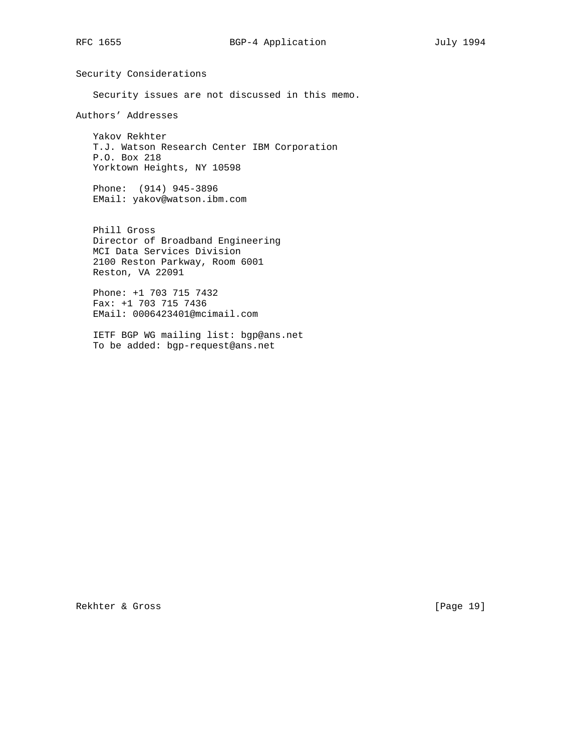## Security Considerations

Security issues are not discussed in this memo.

## Authors' Addresses

Yakov Rekhter
T.J. Watson Research Center IBM Corporation
P.O. Box 218
Yorktown Heights, NY 10598

Phone: (914) 945-3896
EMail: yakov@watson.ibm.com

Phill Gross
Director of Broadband Engineering
MCI Data Services Division
2100 Reston Parkway, Room 6001
Reston, VA 22091

Phone: +1 703 715 7432
Fax: +1 703 715 7436
EMail: 0006423401@mcimail.com

IETF BGP WG mailing list: bgp@ans.net
To be added: bgp-request@ans.net